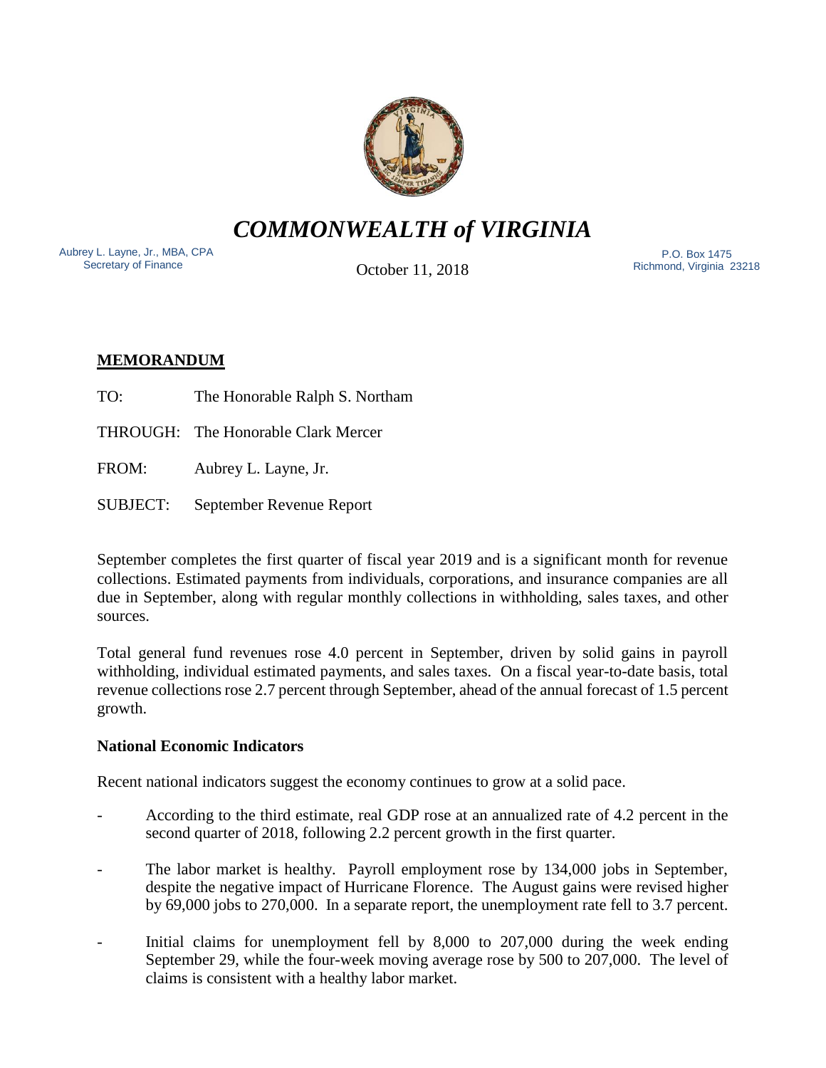# *COMMONWEALTH of VIRGINIA*

Aubrey L. Layne, Jr., MBA, CPA
Secretary of Finance

October 11, 2018

P.O. Box 1475
Richmond, Virginia 23218

## MEMORANDUM

TO: The Honorable Ralph S. Northam

THROUGH: The Honorable Clark Mercer

FROM: Aubrey L. Layne, Jr.

SUBJECT: September Revenue Report

September completes the first quarter of fiscal year 2019 and is a significant month for revenue collections. Estimated payments from individuals, corporations, and insurance companies are all due in September, along with regular monthly collections in withholding, sales taxes, and other sources.

Total general fund revenues rose 4.0 percent in September, driven by solid gains in payroll withholding, individual estimated payments, and sales taxes. On a fiscal year-to-date basis, total revenue collections rose 2.7 percent through September, ahead of the annual forecast of 1.5 percent growth.

### National Economic Indicators

Recent national indicators suggest the economy continues to grow at a solid pace.

- According to the third estimate, real GDP rose at an annualized rate of 4.2 percent in the second quarter of 2018, following 2.2 percent growth in the first quarter.
- The labor market is healthy. Payroll employment rose by 134,000 jobs in September, despite the negative impact of Hurricane Florence. The August gains were revised higher by 69,000 jobs to 270,000. In a separate report, the unemployment rate fell to 3.7 percent.
- Initial claims for unemployment fell by 8,000 to 207,000 during the week ending September 29, while the four-week moving average rose by 500 to 207,000. The level of claims is consistent with a healthy labor market.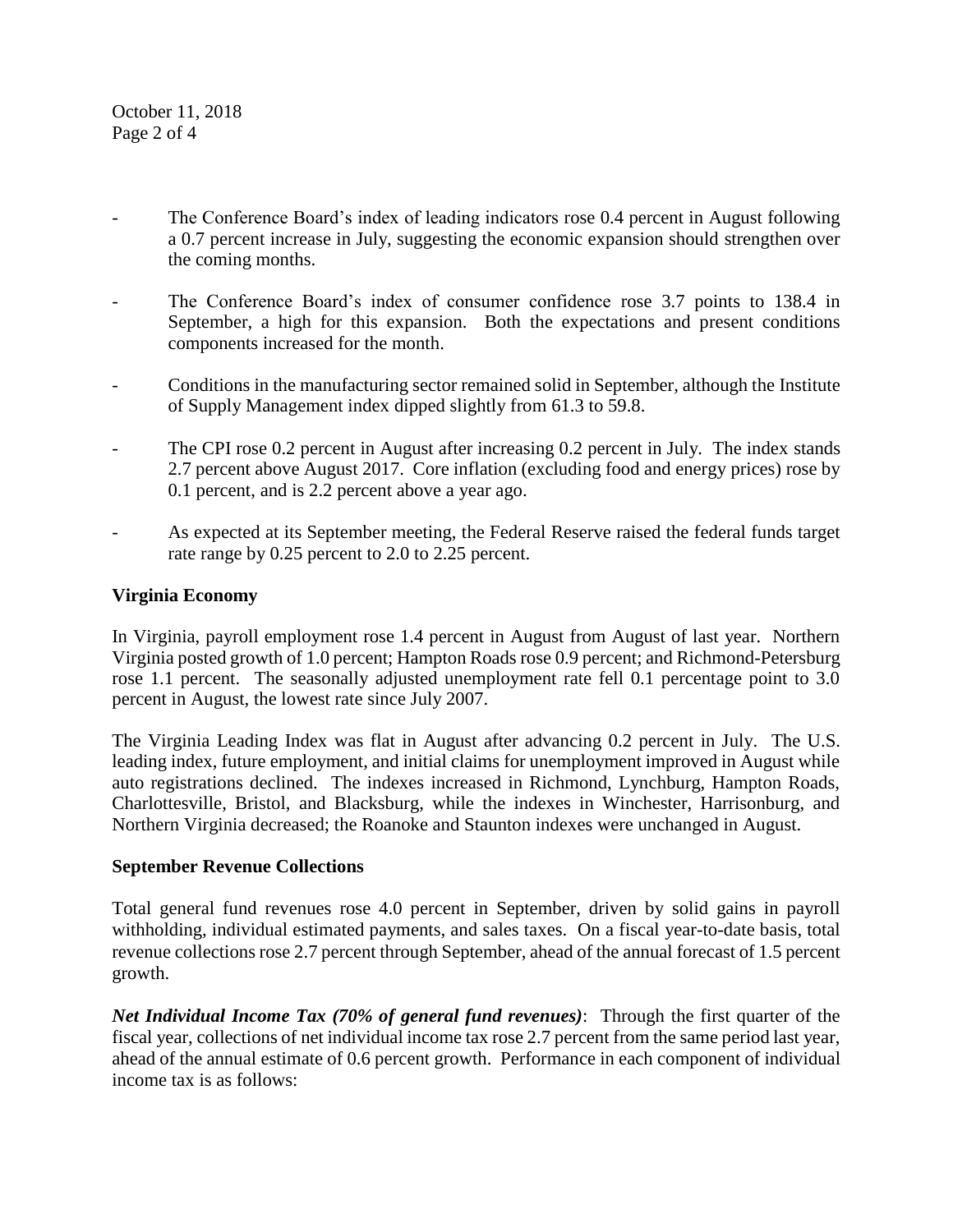- The Conference Board's index of leading indicators rose 0.4 percent in August following a 0.7 percent increase in July, suggesting the economic expansion should strengthen over the coming months.

- The Conference Board's index of consumer confidence rose 3.7 points to 138.4 in September, a high for this expansion. Both the expectations and present conditions components increased for the month.

- Conditions in the manufacturing sector remained solid in September, although the Institute of Supply Management index dipped slightly from 61.3 to 59.8.

- The CPI rose 0.2 percent in August after increasing 0.2 percent in July. The index stands 2.7 percent above August 2017. Core inflation (excluding food and energy prices) rose by 0.1 percent, and is 2.2 percent above a year ago.

- As expected at its September meeting, the Federal Reserve raised the federal funds target rate range by 0.25 percent to 2.0 to 2.25 percent.

**Virginia Economy**

In Virginia, payroll employment rose 1.4 percent in August from August of last year. Northern Virginia posted growth of 1.0 percent; Hampton Roads rose 0.9 percent; and Richmond-Petersburg rose 1.1 percent. The seasonally adjusted unemployment rate fell 0.1 percentage point to 3.0 percent in August, the lowest rate since July 2007.

The Virginia Leading Index was flat in August after advancing 0.2 percent in July. The U.S. leading index, future employment, and initial claims for unemployment improved in August while auto registrations declined. The indexes increased in Richmond, Lynchburg, Hampton Roads, Charlottesville, Bristol, and Blacksburg, while the indexes in Winchester, Harrisonburg, and Northern Virginia decreased; the Roanoke and Staunton indexes were unchanged in August.

**September Revenue Collections**

Total general fund revenues rose 4.0 percent in September, driven by solid gains in payroll withholding, individual estimated payments, and sales taxes. On a fiscal year-to-date basis, total revenue collections rose 2.7 percent through September, ahead of the annual forecast of 1.5 percent growth.

***Net Individual Income Tax (70% of general fund revenues)***: Through the first quarter of the fiscal year, collections of net individual income tax rose 2.7 percent from the same period last year, ahead of the annual estimate of 0.6 percent growth. Performance in each component of individual income tax is as follows: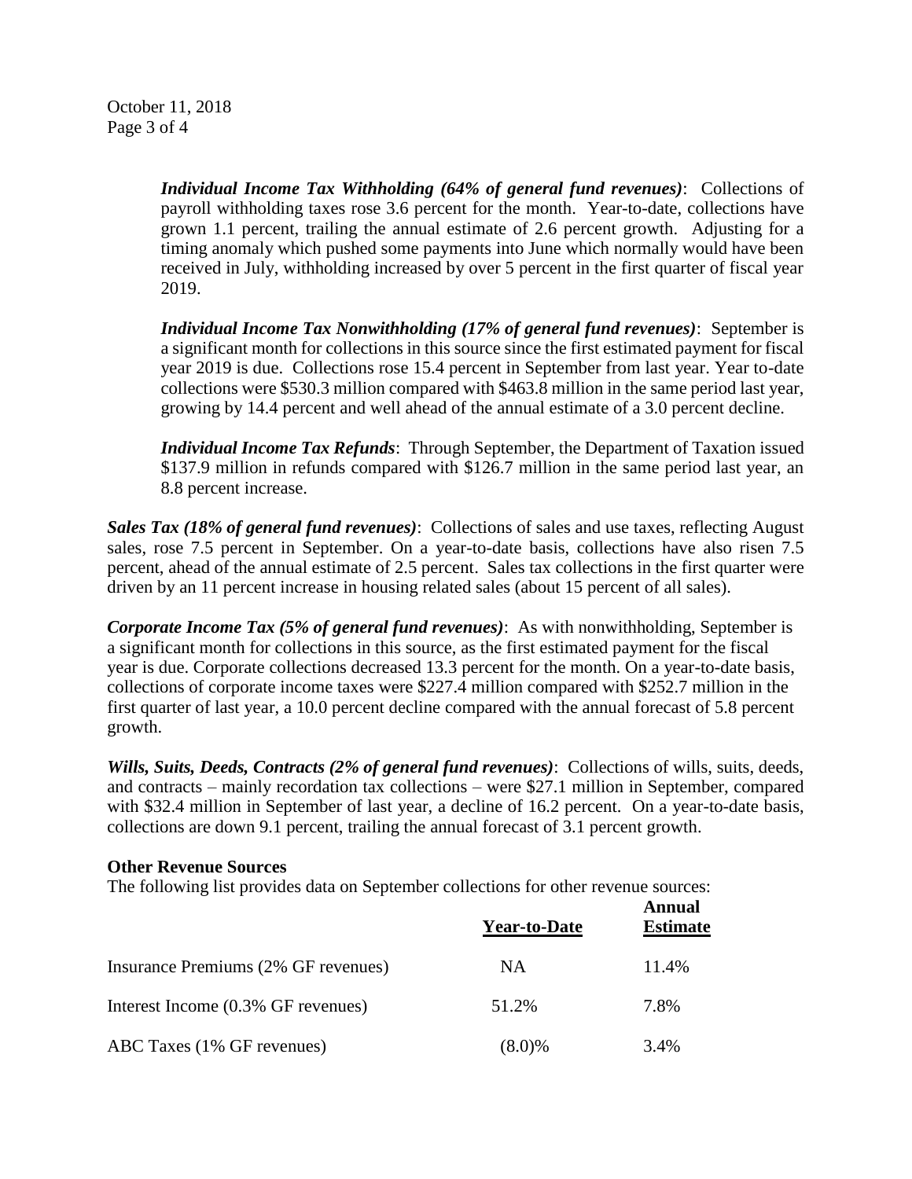*Individual Income Tax Withholding (64% of general fund revenues)*: Collections of payroll withholding taxes rose 3.6 percent for the month. Year-to-date, collections have grown 1.1 percent, trailing the annual estimate of 2.6 percent growth. Adjusting for a timing anomaly which pushed some payments into June which normally would have been received in July, withholding increased by over 5 percent in the first quarter of fiscal year 2019.

*Individual Income Tax Nonwithholding (17% of general fund revenues)*: September is a significant month for collections in this source since the first estimated payment for fiscal year 2019 is due. Collections rose 15.4 percent in September from last year. Year to-date collections were $530.3 million compared with $463.8 million in the same period last year, growing by 14.4 percent and well ahead of the annual estimate of a 3.0 percent decline.

*Individual Income Tax Refunds*: Through September, the Department of Taxation issued $137.9 million in refunds compared with $126.7 million in the same period last year, an 8.8 percent increase.

*Sales Tax (18% of general fund revenues)*: Collections of sales and use taxes, reflecting August sales, rose 7.5 percent in September. On a year-to-date basis, collections have also risen 7.5 percent, ahead of the annual estimate of 2.5 percent. Sales tax collections in the first quarter were driven by an 11 percent increase in housing related sales (about 15 percent of all sales).

*Corporate Income Tax (5% of general fund revenues)*: As with nonwithholding, September is a significant month for collections in this source, as the first estimated payment for the fiscal year is due. Corporate collections decreased 13.3 percent for the month. On a year-to-date basis, collections of corporate income taxes were $227.4 million compared with $252.7 million in the first quarter of last year, a 10.0 percent decline compared with the annual forecast of 5.8 percent growth.

*Wills, Suits, Deeds, Contracts (2% of general fund revenues)*: Collections of wills, suits, deeds, and contracts – mainly recordation tax collections – were $27.1 million in September, compared with $32.4 million in September of last year, a decline of 16.2 percent. On a year-to-date basis, collections are down 9.1 percent, trailing the annual forecast of 3.1 percent growth.

**Other Revenue Sources**

The following list provides data on September collections for other revenue sources:

| | Year-to-Date | Annual Estimate |
|---|---|---|
| Insurance Premiums (2% GF revenues) | NA | 11.4% |
| Interest Income (0.3% GF revenues) | 51.2% | 7.8% |
| ABC Taxes (1% GF revenues) | (8.0)% | 3.4% |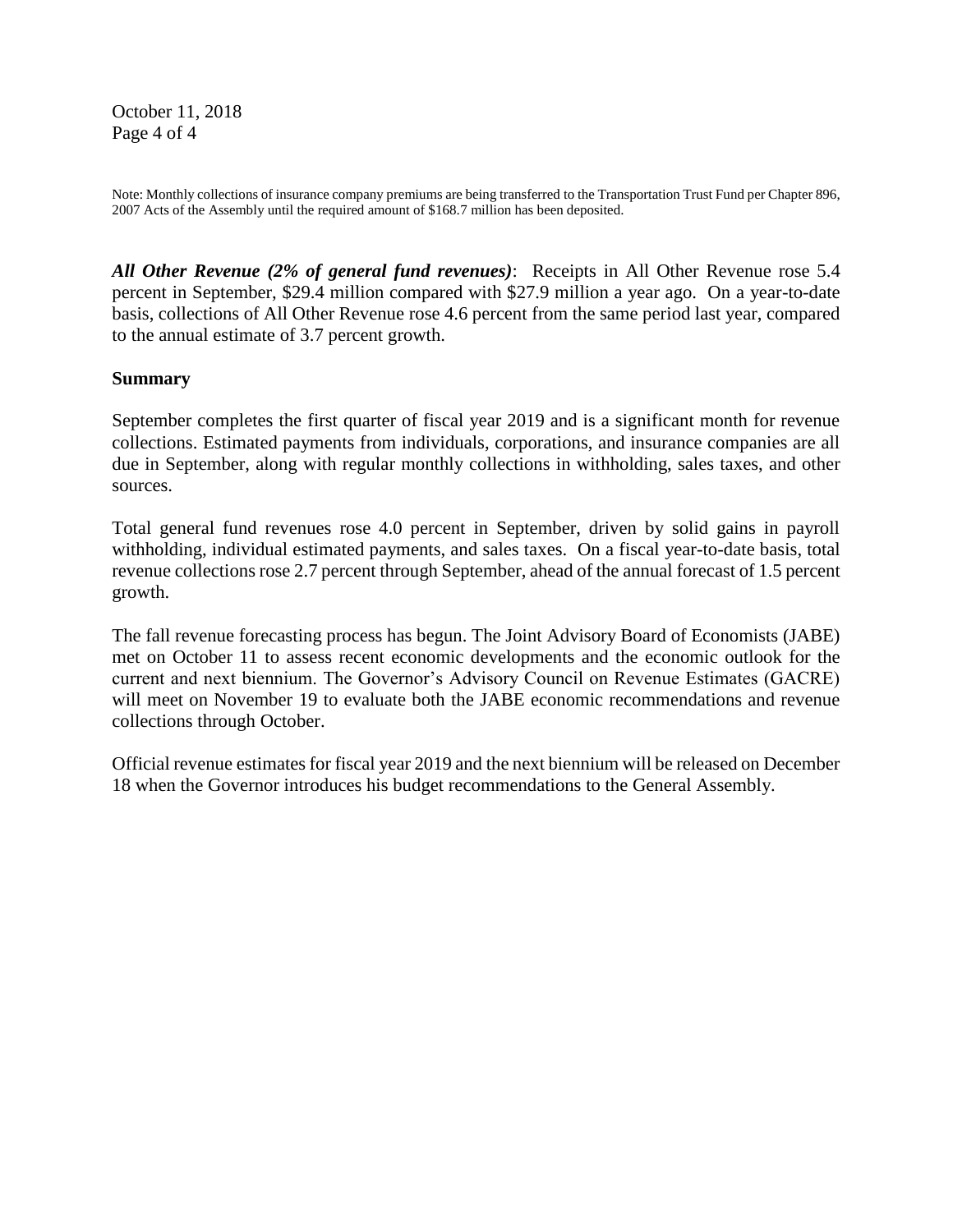Note: Monthly collections of insurance company premiums are being transferred to the Transportation Trust Fund per Chapter 896, 2007 Acts of the Assembly until the required amount of $168.7 million has been deposited.

***All Other Revenue (2% of general fund revenues)***: Receipts in All Other Revenue rose 5.4 percent in September, $29.4 million compared with $27.9 million a year ago. On a year-to-date basis, collections of All Other Revenue rose 4.6 percent from the same period last year, compared to the annual estimate of 3.7 percent growth.

**Summary**

September completes the first quarter of fiscal year 2019 and is a significant month for revenue collections. Estimated payments from individuals, corporations, and insurance companies are all due in September, along with regular monthly collections in withholding, sales taxes, and other sources.

Total general fund revenues rose 4.0 percent in September, driven by solid gains in payroll withholding, individual estimated payments, and sales taxes. On a fiscal year-to-date basis, total revenue collections rose 2.7 percent through September, ahead of the annual forecast of 1.5 percent growth.

The fall revenue forecasting process has begun. The Joint Advisory Board of Economists (JABE) met on October 11 to assess recent economic developments and the economic outlook for the current and next biennium. The Governor's Advisory Council on Revenue Estimates (GACRE) will meet on November 19 to evaluate both the JABE economic recommendations and revenue collections through October.

Official revenue estimates for fiscal year 2019 and the next biennium will be released on December 18 when the Governor introduces his budget recommendations to the General Assembly.